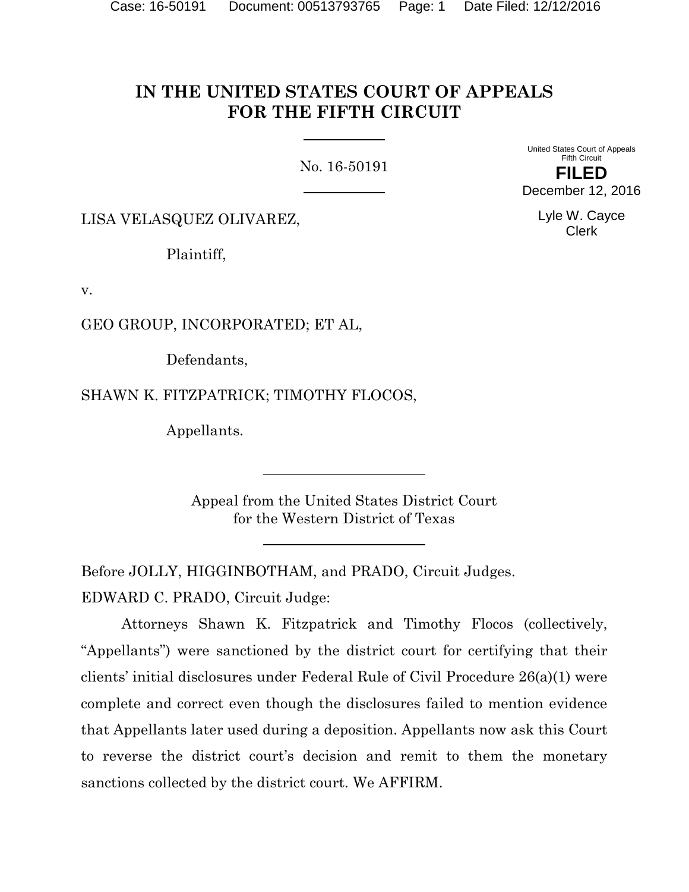# IN THE UNITED STATES COURT OF APPEALS FOR THE FIFTH CIRCUIT

No. 16-50191

United States Court of Appeals
Fifth Circuit

**FILED**

December 12, 2016

Lyle W. Cayce
Clerk

LISA VELASQUEZ OLIVAREZ,

Plaintiff,

v.

GEO GROUP, INCORPORATED; ET AL,

Defendants,

SHAWN K. FITZPATRICK; TIMOTHY FLOCOS,

Appellants.

Appeal from the United States District Court
for the Western District of Texas

Before JOLLY, HIGGINBOTHAM, and PRADO, Circuit Judges.

EDWARD C. PRADO, Circuit Judge:

Attorneys Shawn K. Fitzpatrick and Timothy Flocos (collectively, "Appellants") were sanctioned by the district court for certifying that their clients' initial disclosures under Federal Rule of Civil Procedure 26(a)(1) were complete and correct even though the disclosures failed to mention evidence that Appellants later used during a deposition. Appellants now ask this Court to reverse the district court's decision and remit to them the monetary sanctions collected by the district court. We AFFIRM.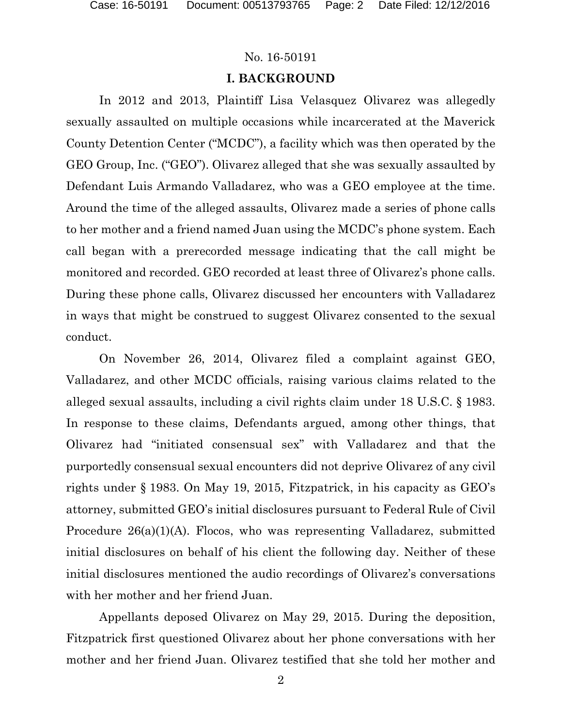No. 16-50191

## I. BACKGROUND

In 2012 and 2013, Plaintiff Lisa Velasquez Olivarez was allegedly sexually assaulted on multiple occasions while incarcerated at the Maverick County Detention Center ("MCDC"), a facility which was then operated by the GEO Group, Inc. ("GEO"). Olivarez alleged that she was sexually assaulted by Defendant Luis Armando Valladarez, who was a GEO employee at the time. Around the time of the alleged assaults, Olivarez made a series of phone calls to her mother and a friend named Juan using the MCDC's phone system. Each call began with a prerecorded message indicating that the call might be monitored and recorded. GEO recorded at least three of Olivarez's phone calls. During these phone calls, Olivarez discussed her encounters with Valladarez in ways that might be construed to suggest Olivarez consented to the sexual conduct.

On November 26, 2014, Olivarez filed a complaint against GEO, Valladarez, and other MCDC officials, raising various claims related to the alleged sexual assaults, including a civil rights claim under 18 U.S.C. § 1983. In response to these claims, Defendants argued, among other things, that Olivarez had "initiated consensual sex" with Valladarez and that the purportedly consensual sexual encounters did not deprive Olivarez of any civil rights under § 1983. On May 19, 2015, Fitzpatrick, in his capacity as GEO's attorney, submitted GEO's initial disclosures pursuant to Federal Rule of Civil Procedure 26(a)(1)(A). Flocos, who was representing Valladarez, submitted initial disclosures on behalf of his client the following day. Neither of these initial disclosures mentioned the audio recordings of Olivarez's conversations with her mother and her friend Juan.

Appellants deposed Olivarez on May 29, 2015. During the deposition, Fitzpatrick first questioned Olivarez about her phone conversations with her mother and her friend Juan. Olivarez testified that she told her mother and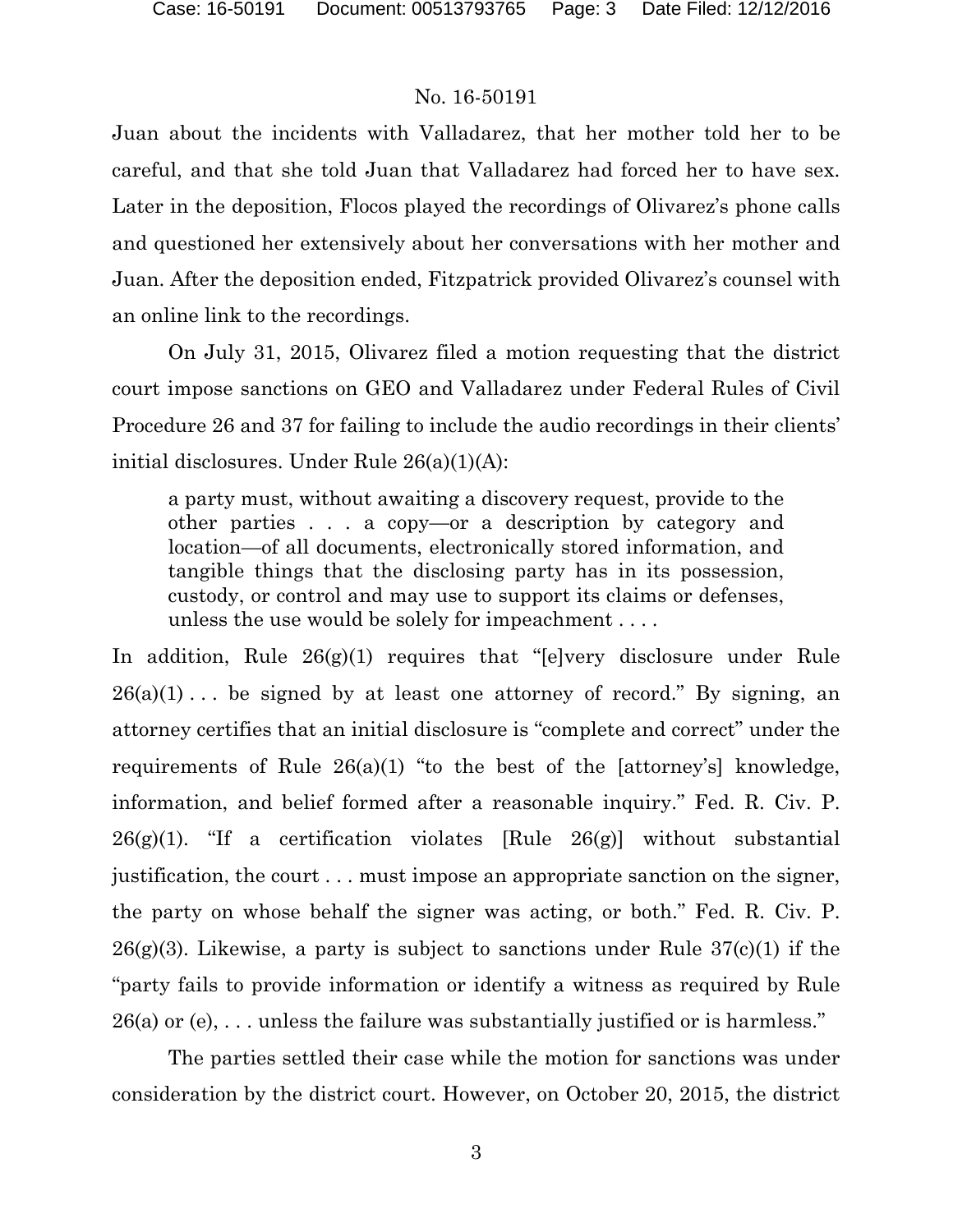Juan about the incidents with Valladarez, that her mother told her to be careful, and that she told Juan that Valladarez had forced her to have sex. Later in the deposition, Flocos played the recordings of Olivarez's phone calls and questioned her extensively about her conversations with her mother and Juan. After the deposition ended, Fitzpatrick provided Olivarez's counsel with an online link to the recordings.

On July 31, 2015, Olivarez filed a motion requesting that the district court impose sanctions on GEO and Valladarez under Federal Rules of Civil Procedure 26 and 37 for failing to include the audio recordings in their clients' initial disclosures. Under Rule 26(a)(1)(A):

> a party must, without awaiting a discovery request, provide to the other parties . . . a copy—or a description by category and location—of all documents, electronically stored information, and tangible things that the disclosing party has in its possession, custody, or control and may use to support its claims or defenses, unless the use would be solely for impeachment . . . .

In addition, Rule 26(g)(1) requires that "[e]very disclosure under Rule 26(a)(1) . . . be signed by at least one attorney of record." By signing, an attorney certifies that an initial disclosure is "complete and correct" under the requirements of Rule 26(a)(1) "to the best of the [attorney's] knowledge, information, and belief formed after a reasonable inquiry." Fed. R. Civ. P. 26(g)(1). "If a certification violates [Rule 26(g)] without substantial justification, the court . . . must impose an appropriate sanction on the signer, the party on whose behalf the signer was acting, or both." Fed. R. Civ. P. 26(g)(3). Likewise, a party is subject to sanctions under Rule 37(c)(1) if the "party fails to provide information or identify a witness as required by Rule 26(a) or (e), . . . unless the failure was substantially justified or is harmless."

The parties settled their case while the motion for sanctions was under consideration by the district court. However, on October 20, 2015, the district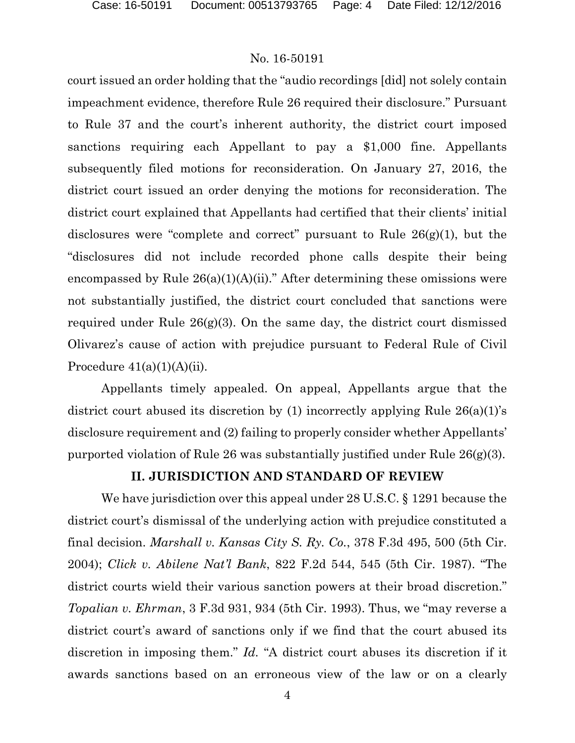court issued an order holding that the "audio recordings [did] not solely contain impeachment evidence, therefore Rule 26 required their disclosure." Pursuant to Rule 37 and the court's inherent authority, the district court imposed sanctions requiring each Appellant to pay a $1,000 fine. Appellants subsequently filed motions for reconsideration. On January 27, 2016, the district court issued an order denying the motions for reconsideration. The district court explained that Appellants had certified that their clients' initial disclosures were "complete and correct" pursuant to Rule 26(g)(1), but the "disclosures did not include recorded phone calls despite their being encompassed by Rule 26(a)(1)(A)(ii)." After determining these omissions were not substantially justified, the district court concluded that sanctions were required under Rule 26(g)(3). On the same day, the district court dismissed Olivarez's cause of action with prejudice pursuant to Federal Rule of Civil Procedure 41(a)(1)(A)(ii).

Appellants timely appealed. On appeal, Appellants argue that the district court abused its discretion by (1) incorrectly applying Rule 26(a)(1)'s disclosure requirement and (2) failing to properly consider whether Appellants' purported violation of Rule 26 was substantially justified under Rule 26(g)(3).

## II. JURISDICTION AND STANDARD OF REVIEW

We have jurisdiction over this appeal under 28 U.S.C. § 1291 because the district court's dismissal of the underlying action with prejudice constituted a final decision. *Marshall v. Kansas City S. Ry. Co.*, 378 F.3d 495, 500 (5th Cir. 2004); *Click v. Abilene Nat'l Bank*, 822 F.2d 544, 545 (5th Cir. 1987). "The district courts wield their various sanction powers at their broad discretion." *Topalian v. Ehrman*, 3 F.3d 931, 934 (5th Cir. 1993). Thus, we "may reverse a district court's award of sanctions only if we find that the court abused its discretion in imposing them." *Id.* "A district court abuses its discretion if it awards sanctions based on an erroneous view of the law or on a clearly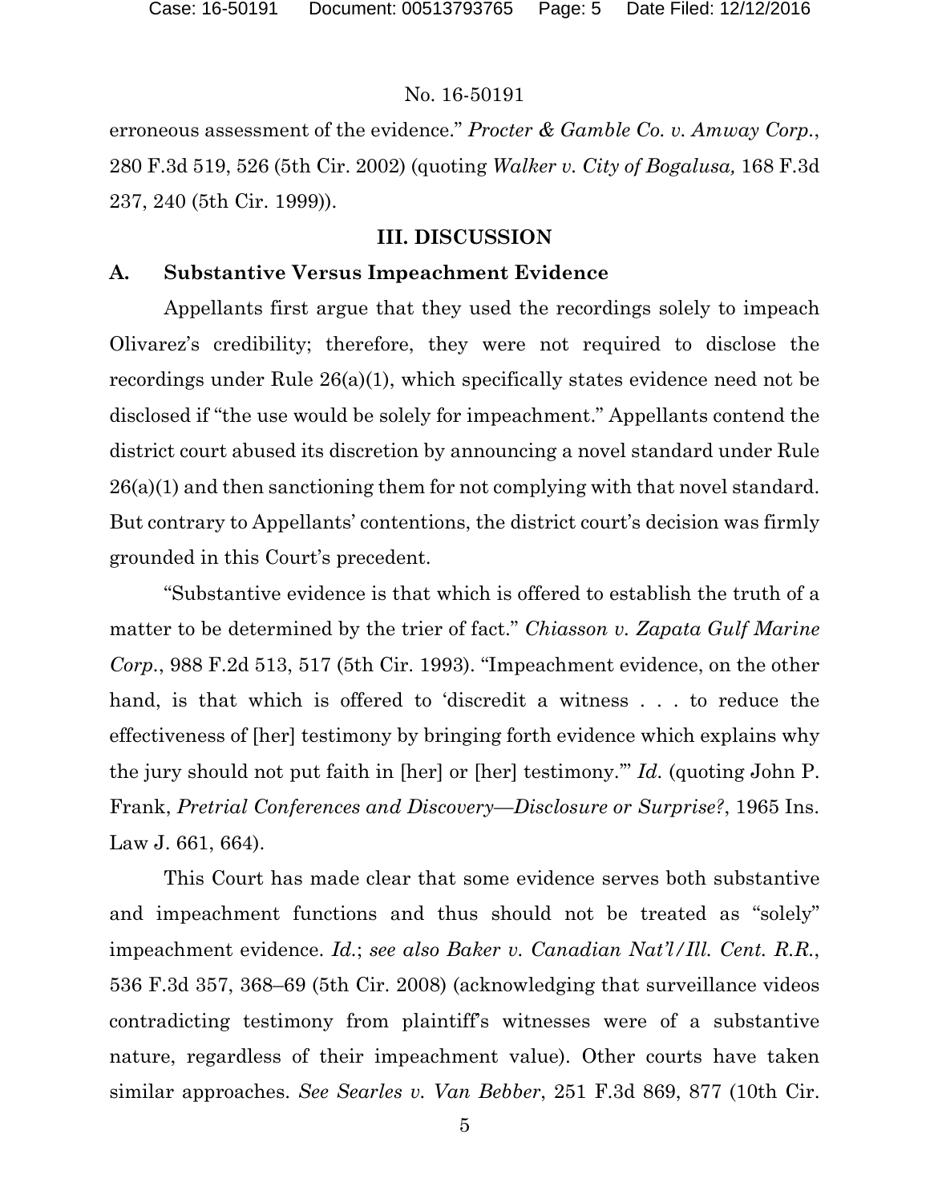erroneous assessment of the evidence." *Procter & Gamble Co. v. Amway Corp.*, 280 F.3d 519, 526 (5th Cir. 2002) (quoting *Walker v. City of Bogalusa,* 168 F.3d 237, 240 (5th Cir. 1999)).

## III. DISCUSSION

### A. Substantive Versus Impeachment Evidence

Appellants first argue that they used the recordings solely to impeach Olivarez's credibility; therefore, they were not required to disclose the recordings under Rule 26(a)(1), which specifically states evidence need not be disclosed if "the use would be solely for impeachment." Appellants contend the district court abused its discretion by announcing a novel standard under Rule 26(a)(1) and then sanctioning them for not complying with that novel standard. But contrary to Appellants' contentions, the district court's decision was firmly grounded in this Court's precedent.

"Substantive evidence is that which is offered to establish the truth of a matter to be determined by the trier of fact." *Chiasson v. Zapata Gulf Marine Corp.*, 988 F.2d 513, 517 (5th Cir. 1993). "Impeachment evidence, on the other hand, is that which is offered to 'discredit a witness . . . to reduce the effectiveness of [her] testimony by bringing forth evidence which explains why the jury should not put faith in [her] or [her] testimony.'" *Id.* (quoting John P. Frank, *Pretrial Conferences and Discovery—Disclosure or Surprise?*, 1965 Ins. Law J. 661, 664).

This Court has made clear that some evidence serves both substantive and impeachment functions and thus should not be treated as "solely" impeachment evidence. *Id.*; *see also Baker v. Canadian Nat'l/Ill. Cent. R.R.*, 536 F.3d 357, 368–69 (5th Cir. 2008) (acknowledging that surveillance videos contradicting testimony from plaintiff's witnesses were of a substantive nature, regardless of their impeachment value). Other courts have taken similar approaches. *See Searles v. Van Bebber*, 251 F.3d 869, 877 (10th Cir.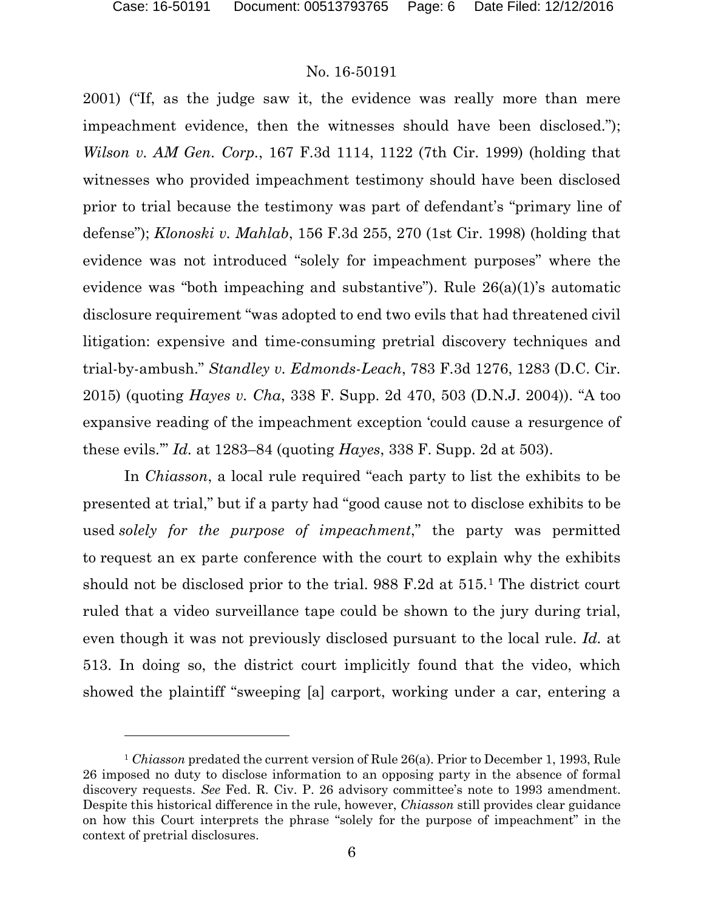2001) ("If, as the judge saw it, the evidence was really more than mere impeachment evidence, then the witnesses should have been disclosed."); *Wilson v. AM Gen. Corp.*, 167 F.3d 1114, 1122 (7th Cir. 1999) (holding that witnesses who provided impeachment testimony should have been disclosed prior to trial because the testimony was part of defendant's "primary line of defense"); *Klonoski v. Mahlab*, 156 F.3d 255, 270 (1st Cir. 1998) (holding that evidence was not introduced "solely for impeachment purposes" where the evidence was "both impeaching and substantive"). Rule 26(a)(1)'s automatic disclosure requirement "was adopted to end two evils that had threatened civil litigation: expensive and time-consuming pretrial discovery techniques and trial-by-ambush." *Standley v. Edmonds-Leach*, 783 F.3d 1276, 1283 (D.C. Cir. 2015) (quoting *Hayes v. Cha*, 338 F. Supp. 2d 470, 503 (D.N.J. 2004)). "A too expansive reading of the impeachment exception 'could cause a resurgence of these evils.'" *Id.* at 1283–84 (quoting *Hayes*, 338 F. Supp. 2d at 503).

In *Chiasson*, a local rule required "each party to list the exhibits to be presented at trial," but if a party had "good cause not to disclose exhibits to be used *solely for the purpose of impeachment*," the party was permitted to request an ex parte conference with the court to explain why the exhibits should not be disclosed prior to the trial. 988 F.2d at 515.[1] The district court ruled that a video surveillance tape could be shown to the jury during trial, even though it was not previously disclosed pursuant to the local rule. *Id.* at 513. In doing so, the district court implicitly found that the video, which showed the plaintiff "sweeping [a] carport, working under a car, entering a

[1] *Chiasson* predated the current version of Rule 26(a). Prior to December 1, 1993, Rule 26 imposed no duty to disclose information to an opposing party in the absence of formal discovery requests. *See* Fed. R. Civ. P. 26 advisory committee's note to 1993 amendment. Despite this historical difference in the rule, however, *Chiasson* still provides clear guidance on how this Court interprets the phrase "solely for the purpose of impeachment" in the context of pretrial disclosures.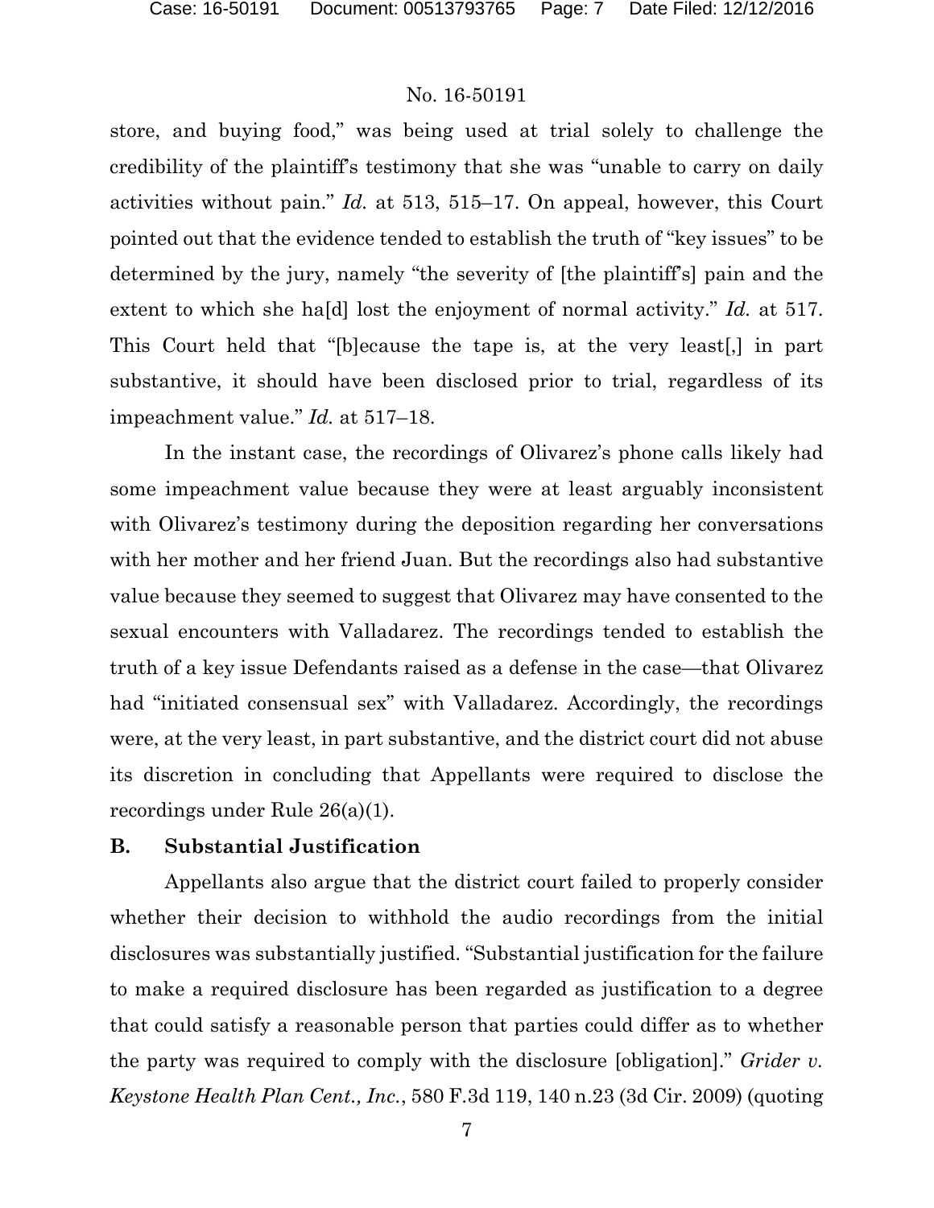store, and buying food," was being used at trial solely to challenge the credibility of the plaintiff's testimony that she was "unable to carry on daily activities without pain." *Id.* at 513, 515–17. On appeal, however, this Court pointed out that the evidence tended to establish the truth of "key issues" to be determined by the jury, namely "the severity of [the plaintiff's] pain and the extent to which she ha[d] lost the enjoyment of normal activity." *Id.* at 517. This Court held that "[b]ecause the tape is, at the very least[,] in part substantive, it should have been disclosed prior to trial, regardless of its impeachment value." *Id.* at 517–18.

In the instant case, the recordings of Olivarez's phone calls likely had some impeachment value because they were at least arguably inconsistent with Olivarez's testimony during the deposition regarding her conversations with her mother and her friend Juan. But the recordings also had substantive value because they seemed to suggest that Olivarez may have consented to the sexual encounters with Valladarez. The recordings tended to establish the truth of a key issue Defendants raised as a defense in the case—that Olivarez had "initiated consensual sex" with Valladarez. Accordingly, the recordings were, at the very least, in part substantive, and the district court did not abuse its discretion in concluding that Appellants were required to disclose the recordings under Rule 26(a)(1).

### B. Substantial Justification

Appellants also argue that the district court failed to properly consider whether their decision to withhold the audio recordings from the initial disclosures was substantially justified. "Substantial justification for the failure to make a required disclosure has been regarded as justification to a degree that could satisfy a reasonable person that parties could differ as to whether the party was required to comply with the disclosure [obligation]." *Grider v. Keystone Health Plan Cent., Inc.*, 580 F.3d 119, 140 n.23 (3d Cir. 2009) (quoting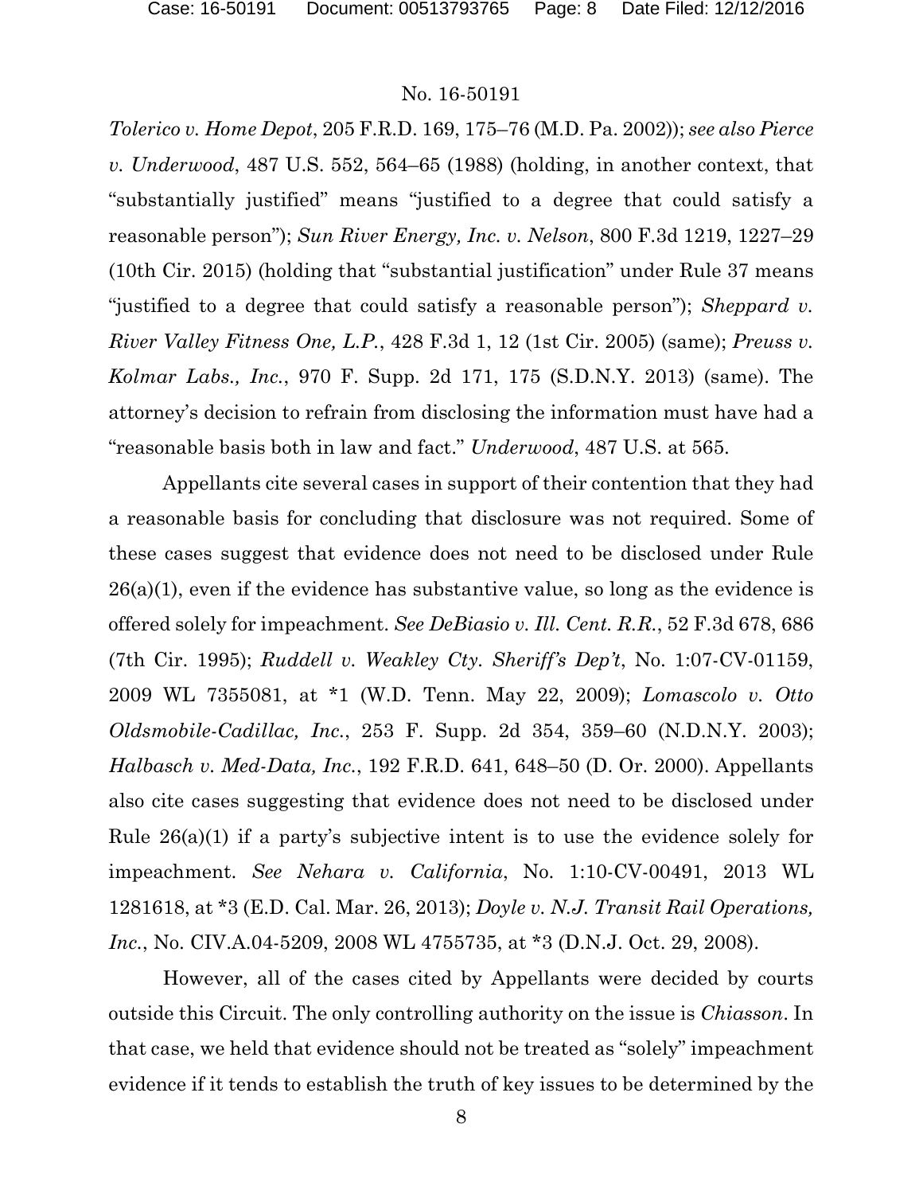*Tolerico v. Home Depot*, 205 F.R.D. 169, 175–76 (M.D. Pa. 2002)); *see also Pierce v. Underwood*, 487 U.S. 552, 564–65 (1988) (holding, in another context, that "substantially justified" means "justified to a degree that could satisfy a reasonable person"); *Sun River Energy, Inc. v. Nelson*, 800 F.3d 1219, 1227–29 (10th Cir. 2015) (holding that "substantial justification" under Rule 37 means "justified to a degree that could satisfy a reasonable person"); *Sheppard v. River Valley Fitness One, L.P.*, 428 F.3d 1, 12 (1st Cir. 2005) (same); *Preuss v. Kolmar Labs., Inc.*, 970 F. Supp. 2d 171, 175 (S.D.N.Y. 2013) (same). The attorney's decision to refrain from disclosing the information must have had a "reasonable basis both in law and fact." *Underwood*, 487 U.S. at 565.

Appellants cite several cases in support of their contention that they had a reasonable basis for concluding that disclosure was not required. Some of these cases suggest that evidence does not need to be disclosed under Rule 26(a)(1), even if the evidence has substantive value, so long as the evidence is offered solely for impeachment. *See DeBiasio v. Ill. Cent. R.R.*, 52 F.3d 678, 686 (7th Cir. 1995); *Ruddell v. Weakley Cty. Sheriff's Dep't*, No. 1:07-CV-01159, 2009 WL 7355081, at *1 (W.D. Tenn. May 22, 2009); *Lomascolo v. Otto Oldsmobile-Cadillac, Inc.*, 253 F. Supp. 2d 354, 359–60 (N.D.N.Y. 2003); *Halbasch v. Med-Data, Inc.*, 192 F.R.D. 641, 648–50 (D. Or. 2000). Appellants also cite cases suggesting that evidence does not need to be disclosed under Rule 26(a)(1) if a party's subjective intent is to use the evidence solely for impeachment. *See Nehara v. California*, No. 1:10-CV-00491, 2013 WL 1281618, at *3 (E.D. Cal. Mar. 26, 2013); *Doyle v. N.J. Transit Rail Operations, Inc.*, No. CIV.A.04-5209, 2008 WL 4755735, at *3 (D.N.J. Oct. 29, 2008).

However, all of the cases cited by Appellants were decided by courts outside this Circuit. The only controlling authority on the issue is *Chiasson*. In that case, we held that evidence should not be treated as "solely" impeachment evidence if it tends to establish the truth of key issues to be determined by the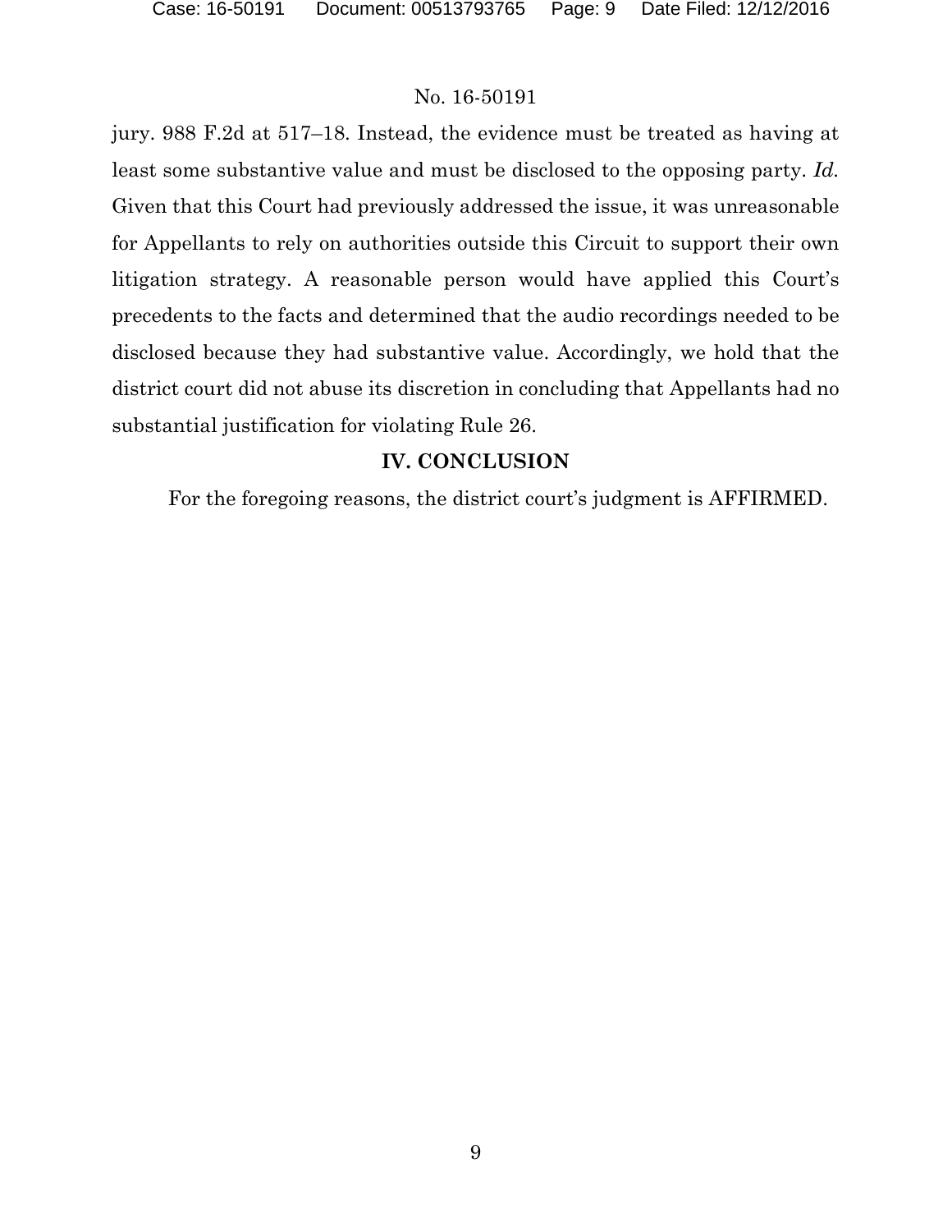jury. 988 F.2d at 517–18. Instead, the evidence must be treated as having at least some substantive value and must be disclosed to the opposing party. *Id.* Given that this Court had previously addressed the issue, it was unreasonable for Appellants to rely on authorities outside this Circuit to support their own litigation strategy. A reasonable person would have applied this Court's precedents to the facts and determined that the audio recordings needed to be disclosed because they had substantive value. Accordingly, we hold that the district court did not abuse its discretion in concluding that Appellants had no substantial justification for violating Rule 26.

## IV. CONCLUSION

For the foregoing reasons, the district court's judgment is AFFIRMED.